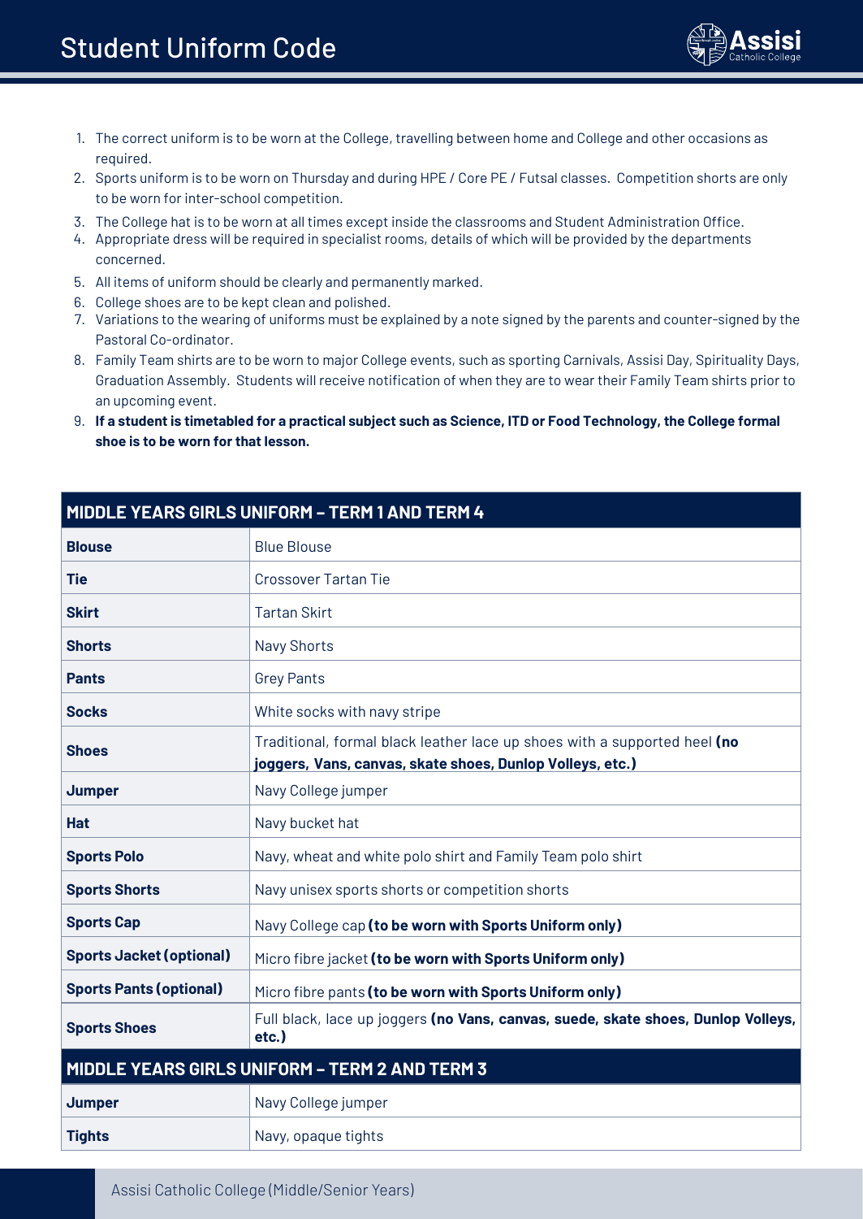# Student Uniform Code

1. The correct uniform is to be worn at the College, travelling between home and College and other occasions as required.
2. Sports uniform is to be worn on Thursday and during HPE / Core PE / Futsal classes. Competition shorts are only to be worn for inter-school competition.
3. The College hat is to be worn at all times except inside the classrooms and Student Administration Office.
4. Appropriate dress will be required in specialist rooms, details of which will be provided by the departments concerned.
5. All items of uniform should be clearly and permanently marked.
6. College shoes are to be kept clean and polished.
7. Variations to the wearing of uniforms must be explained by a note signed by the parents and counter-signed by the Pastoral Co-ordinator.
8. Family Team shirts are to be worn to major College events, such as sporting Carnivals, Assisi Day, Spirituality Days, Graduation Assembly. Students will receive notification of when they are to wear their Family Team shirts prior to an upcoming event.
9. **If a student is timetabled for a practical subject such as Science, ITD or Food Technology, the College formal shoe is to be worn for that lesson.**

| MIDDLE YEARS GIRLS UNIFORM – TERM 1 AND TERM 4 | |
|---|---|
| **Blouse** | Blue Blouse |
| **Tie** | Crossover Tartan Tie |
| **Skirt** | Tartan Skirt |
| **Shorts** | Navy Shorts |
| **Pants** | Grey Pants |
| **Socks** | White socks with navy stripe |
| **Shoes** | Traditional, formal black leather lace up shoes with a supported heel **(no joggers, Vans, canvas, skate shoes, Dunlop Volleys, etc.)** |
| **Jumper** | Navy College jumper |
| **Hat** | Navy bucket hat |
| **Sports Polo** | Navy, wheat and white polo shirt and Family Team polo shirt |
| **Sports Shorts** | Navy unisex sports shorts or competition shorts |
| **Sports Cap** | Navy College cap **(to be worn with Sports Uniform only)** |
| **Sports Jacket (optional)** | Micro fibre jacket **(to be worn with Sports Uniform only)** |
| **Sports Pants (optional)** | Micro fibre pants **(to be worn with Sports Uniform only)** |
| **Sports Shoes** | Full black, lace up joggers **(no Vans, canvas, suede, skate shoes, Dunlop Volleys, etc.)** |
| **MIDDLE YEARS GIRLS UNIFORM – TERM 2 AND TERM 3** | |
| **Jumper** | Navy College jumper |
| **Tights** | Navy, opaque tights |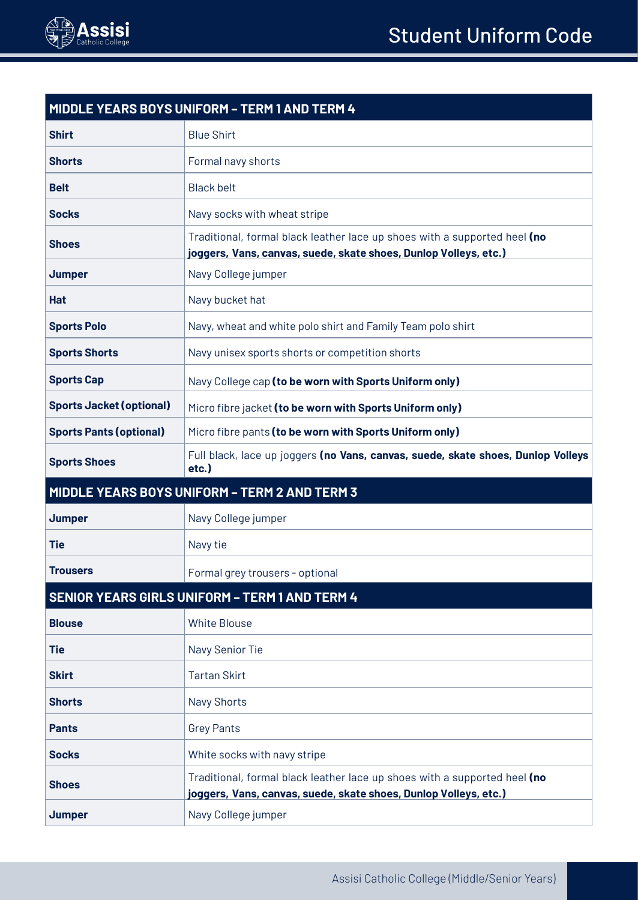| MIDDLE YEARS BOYS UNIFORM – TERM 1 AND TERM 4 | |
|---|---|
| **Shirt** | Blue Shirt |
| **Shorts** | Formal navy shorts |
| **Belt** | Black belt |
| **Socks** | Navy socks with wheat stripe |
| **Shoes** | Traditional, formal black leather lace up shoes with a supported heel **(no joggers, Vans, canvas, suede, skate shoes, Dunlop Volleys, etc.)** |
| **Jumper** | Navy College jumper |
| **Hat** | Navy bucket hat |
| **Sports Polo** | Navy, wheat and white polo shirt and Family Team polo shirt |
| **Sports Shorts** | Navy unisex sports shorts or competition shorts |
| **Sports Cap** | Navy College cap **(to be worn with Sports Uniform only)** |
| **Sports Jacket (optional)** | Micro fibre jacket **(to be worn with Sports Uniform only)** |
| **Sports Pants (optional)** | Micro fibre pants **(to be worn with Sports Uniform only)** |
| **Sports Shoes** | Full black, lace up joggers **(no Vans, canvas, suede, skate shoes, Dunlop Volleys etc.)** |
| **MIDDLE YEARS BOYS UNIFORM – TERM 2 AND TERM 3** | |
| **Jumper** | Navy College jumper |
| **Tie** | Navy tie |
| **Trousers** | Formal grey trousers - optional |
| **SENIOR YEARS GIRLS UNIFORM – TERM 1 AND TERM 4** | |
| **Blouse** | White Blouse |
| **Tie** | Navy Senior Tie |
| **Skirt** | Tartan Skirt |
| **Shorts** | Navy Shorts |
| **Pants** | Grey Pants |
| **Socks** | White socks with navy stripe |
| **Shoes** | Traditional, formal black leather lace up shoes with a supported heel **(no joggers, Vans, canvas, suede, skate shoes, Dunlop Volleys, etc.)** |
| **Jumper** | Navy College jumper |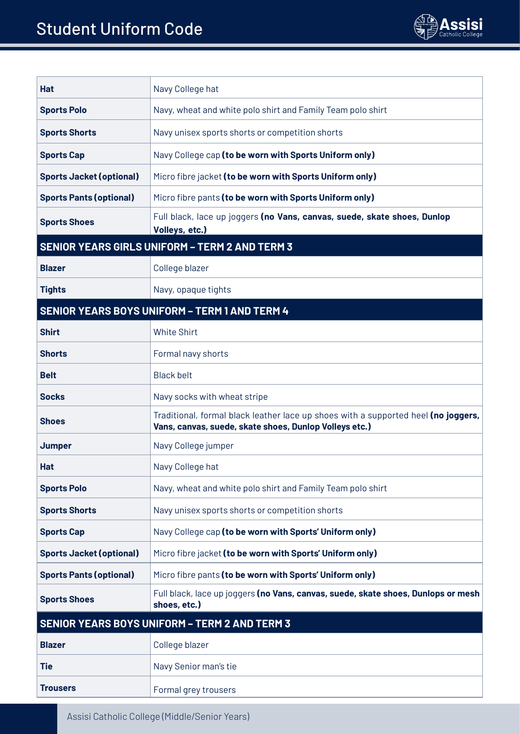# Student Uniform Code

| | |
|---|---|
| **Hat** | Navy College hat |
| **Sports Polo** | Navy, wheat and white polo shirt and Family Team polo shirt |
| **Sports Shorts** | Navy unisex sports shorts or competition shorts |
| **Sports Cap** | Navy College cap **(to be worn with Sports Uniform only)** |
| **Sports Jacket (optional)** | Micro fibre jacket **(to be worn with Sports Uniform only)** |
| **Sports Pants (optional)** | Micro fibre pants **(to be worn with Sports Uniform only)** |
| **Sports Shoes** | Full black, lace up joggers **(no Vans, canvas, suede, skate shoes, Dunlop Volleys, etc.)** |
| **SENIOR YEARS GIRLS UNIFORM – TERM 2 AND TERM 3** | |
| **Blazer** | College blazer |
| **Tights** | Navy, opaque tights |
| **SENIOR YEARS BOYS UNIFORM – TERM 1 AND TERM 4** | |
| **Shirt** | White Shirt |
| **Shorts** | Formal navy shorts |
| **Belt** | Black belt |
| **Socks** | Navy socks with wheat stripe |
| **Shoes** | Traditional, formal black leather lace up shoes with a supported heel **(no joggers, Vans, canvas, suede, skate shoes, Dunlop Volleys etc.)** |
| **Jumper** | Navy College jumper |
| **Hat** | Navy College hat |
| **Sports Polo** | Navy, wheat and white polo shirt and Family Team polo shirt |
| **Sports Shorts** | Navy unisex sports shorts or competition shorts |
| **Sports Cap** | Navy College cap **(to be worn with Sports' Uniform only)** |
| **Sports Jacket (optional)** | Micro fibre jacket **(to be worn with Sports' Uniform only)** |
| **Sports Pants (optional)** | Micro fibre pants **(to be worn with Sports' Uniform only)** |
| **Sports Shoes** | Full black, lace up joggers **(no Vans, canvas, suede, skate shoes, Dunlops or mesh shoes, etc.)** |
| **SENIOR YEARS BOYS UNIFORM – TERM 2 AND TERM 3** | |
| **Blazer** | College blazer |
| **Tie** | Navy Senior man's tie |
| **Trousers** | Formal grey trousers |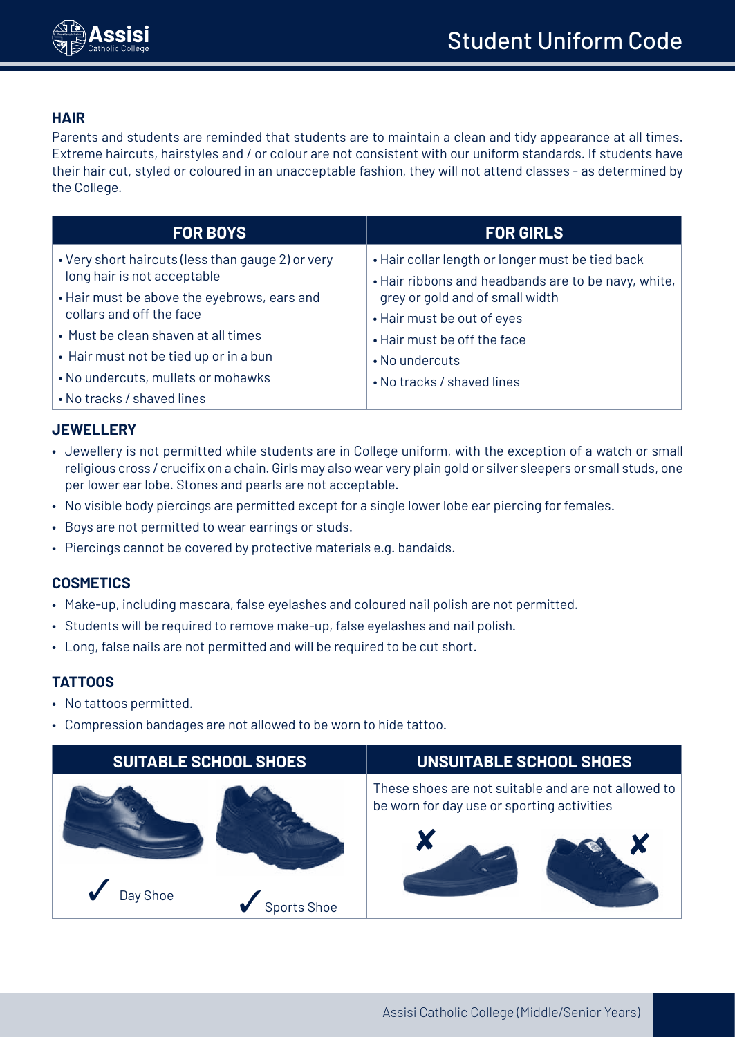# Student Uniform Code

### HAIR

Parents and students are reminded that students are to maintain a clean and tidy appearance at all times. Extreme haircuts, hairstyles and / or colour are not consistent with our uniform standards. If students have their hair cut, styled or coloured in an unacceptable fashion, they will not attend classes - as determined by the College.

| FOR BOYS | FOR GIRLS |
|---|---|
| • Very short haircuts (less than gauge 2) or very long hair is not acceptable<br>• Hair must be above the eyebrows, ears and collars and off the face<br>• Must be clean shaven at all times<br>• Hair must not be tied up or in a bun<br>• No undercuts, mullets or mohawks<br>• No tracks / shaved lines | • Hair collar length or longer must be tied back<br>• Hair ribbons and headbands are to be navy, white, grey or gold and of small width<br>• Hair must be out of eyes<br>• Hair must be off the face<br>• No undercuts<br>• No tracks / shaved lines |

### JEWELLERY

- Jewellery is not permitted while students are in College uniform, with the exception of a watch or small religious cross / crucifix on a chain. Girls may also wear very plain gold or silver sleepers or small studs, one per lower ear lobe. Stones and pearls are not acceptable.
- No visible body piercings are permitted except for a single lower lobe ear piercing for females.
- Boys are not permitted to wear earrings or studs.
- Piercings cannot be covered by protective materials e.g. bandaids.

### COSMETICS

- Make-up, including mascara, false eyelashes and coloured nail polish are not permitted.
- Students will be required to remove make-up, false eyelashes and nail polish.
- Long, false nails are not permitted and will be required to be cut short.

### TATTOOS

- No tattoos permitted.
- Compression bandages are not allowed to be worn to hide tattoo.

| SUITABLE SCHOOL SHOES | | UNSUITABLE SCHOOL SHOES |
|---|---|---|
| ✓ Day Shoe | ✓ Sports Shoe | These shoes are not suitable and are not allowed to be worn for day use or sporting activities ✗ ✗ |